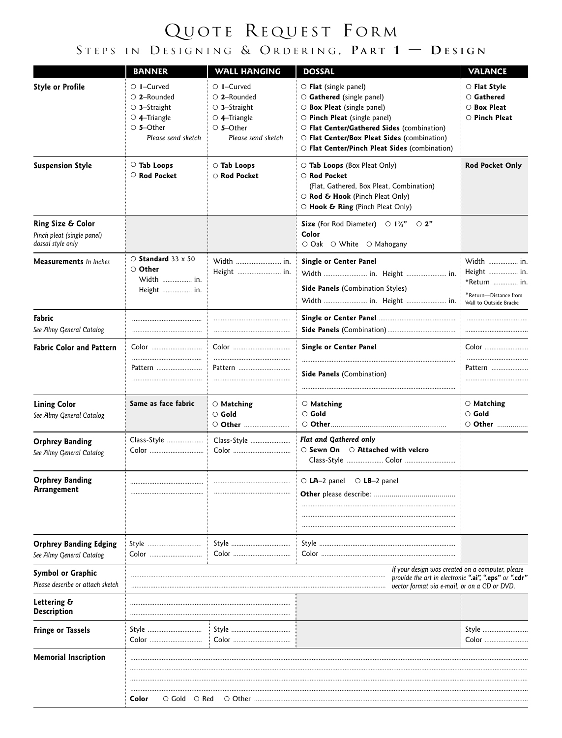# Quote Request Form

## Steps in Designing & Ordering, **Part 1 — Design**

| | **BANNER** | **WALL HANGING** | **DOSSAL** | **VALANCE** |
|---|---|---|---|---|
| **Style or Profile** | ○ **1**–Curved<br>○ **2**–Rounded<br>○ **3**–Straight<br>○ **4**–Triangle<br>○ **5**–Other<br>*Please send sketch* | ○ **1**–Curved<br>○ **2**–Rounded<br>○ **3**–Straight<br>○ **4**–Triangle<br>○ **5**–Other<br>*Please send sketch* | ○ **Flat** (single panel)<br>○ **Gathered** (single panel)<br>○ **Box Pleat** (single panel)<br>○ **Pinch Pleat** (single panel)<br>○ **Flat Center/Gathered Sides** (combination)<br>○ **Flat Center/Box Pleat Sides** (combination)<br>○ **Flat Center/Pinch Pleat Sides** (combination) | ○ **Flat Style**<br>○ **Gathered**<br>○ **Box Pleat**<br>○ **Pinch Pleat** |
| **Suspension Style** | ○ **Tab Loops**<br>○ **Rod Pocket** | ○ **Tab Loops**<br>○ **Rod Pocket** | ○ **Tab Loops** (Box Pleat Only)<br>○ **Rod Pocket**<br>(Flat, Gathered, Box Pleat, Combination)<br>○ **Rod & Hook** (Pinch Pleat Only)<br>○ **Hook & Ring** (Pinch Pleat Only) | **Rod Pocket Only** |
| **Ring Size & Color**<br>*Pinch pleat (single panel) dossal style only* | | | **Size** (For Rod Diameter) ○ **1⅜"** ○ **2"**<br>**Color**<br>○ Oak ○ White ○ Mahogany | |
| **Measurements** *In Inches* | ○ **Standard** 33 x 50<br>○ **Other**<br>Width ........ in.<br>Height ........ in. | Width ........ in.<br>Height ........ in. | **Single or Center Panel**<br>Width ........ in. Height ........ in.<br>**Side Panels** (Combination Styles)<br>Width ........ in. Height ........ in. | Width ........ in.<br>Height ........ in.<br>*Return ........ in.<br>*Return—Distance from Wall to Outside Bracke |
| **Fabric**<br>*See Almy General Catalog* | ........ | ........ | **Single or Center Panel** ........<br>**Side Panels** (Combination) ........ | ........ |
| **Fabric Color and Pattern** | Color ........<br>Pattern ........ | Color ........<br>Pattern ........ | **Single or Center Panel**<br>........<br>**Side Panels** (Combination)<br>........ | Color ........<br>Pattern ........ |
| **Lining Color**<br>*See Almy General Catalog* | **Same as face fabric** | ○ **Matching**<br>○ **Gold**<br>○ **Other** ........ | ○ **Matching**<br>○ **Gold**<br>○ **Other** ........ | ○ **Matching**<br>○ **Gold**<br>○ **Other** ........ |
| **Orphrey Banding**<br>*See Almy General Catalog* | Class-Style ........<br>Color ........ | Class-Style ........<br>Color ........ | ***Flat and Gathered only***<br>○ **Sewn On** ○ **Attached with velcro**<br>Class-Style ........ Color ........ | |
| **Orphrey Banding Arrangement** | ........ | ........ | ○ **LA**–2 panel ○ **LB**–2 panel<br>**Other** please describe: ........ | |
| **Orphrey Banding Edging**<br>*See Almy General Catalog* | Style ........<br>Color ........ | Style ........<br>Color ........ | Style ........<br>Color ........ | |
| **Symbol or Graphic**<br>*Please describe or attach sketch* | ........ | | | *If your design was created on a computer, please provide the art in electronic **".ai", ".eps"** or **".cdr"** vector format via e-mail, or on a CD or DVD.* |
| **Lettering & Description** | ........ | | | |
| **Fringe or Tassels** | Style ........<br>Color ........ | Style ........<br>Color ........ | | Style ........<br>Color ........ |
| **Memorial Inscription** | ........<br>**Color** ○ Gold ○ Red ○ Other ........ | | | |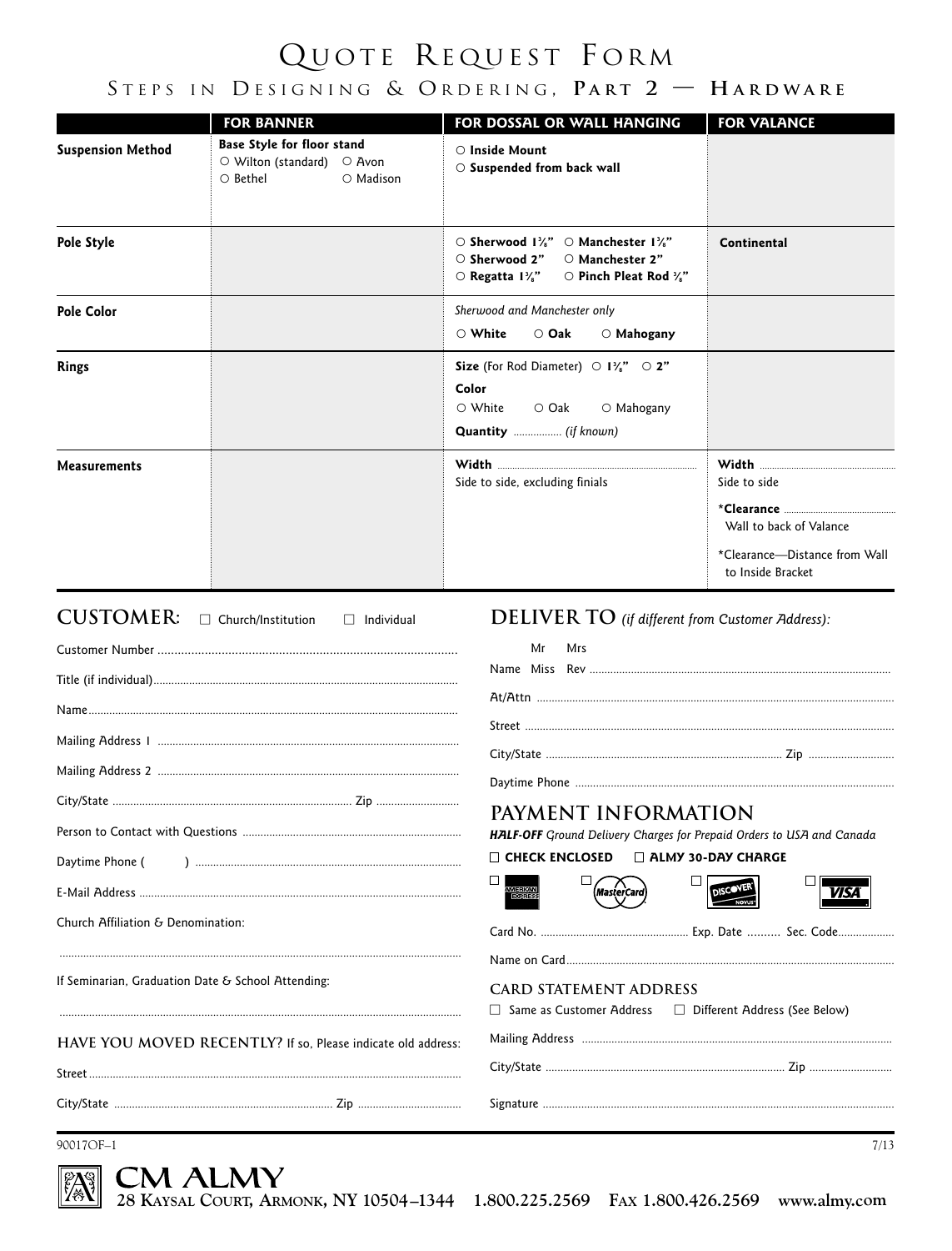# Quote Request Form

## Steps in Designing & Ordering, **Part 2 — Hardware**

| | FOR BANNER | FOR DOSSAL OR WALL HANGING | FOR VALANCE |
|---|---|---|---|
| **Suspension Method** | **Base Style for floor stand** ○ Wilton (standard) ○ Avon ○ Bethel ○ Madison | ○ **Inside Mount** ○ **Suspended from back wall** | |
| **Pole Style** | | ○ **Sherwood 1⅜"** ○ **Manchester 1⅜"** ○ **Sherwood 2"** ○ **Manchester 2"** ○ **Regatta 1⅜"** ○ **Pinch Pleat Rod ⅞"** | **Continental** |
| **Pole Color** | | *Sherwood and Manchester only* ○ **White** ○ **Oak** ○ **Mahogany** | |
| **Rings** | | **Size** (For Rod Diameter) ○ **1⅜"** ○ **2"** **Color** ○ White ○ Oak ○ Mahogany **Quantity** .................. *(if known)* | |
| **Measurements** | | **Width** .................. Side to side, excluding finials | **Width** .................. Side to side *__Clearance__ .................. Wall to back of Valance *Clearance—Distance from Wall to Inside Bracket |

## CUSTOMER: ☐ Church/Institution ☐ Individual

Customer Number ..................

Title (if individual) ..................

Name ..................

Mailing Address 1 ..................

Mailing Address 2 ..................

City/State .................. Zip ..................

Person to Contact with Questions ..................

Daytime Phone (        ) ..................

E-Mail Address ..................

Church Affiliation & Denomination:

..................

If Seminarian, Graduation Date & School Attending:

..................

**HAVE YOU MOVED RECENTLY?** If so, Please indicate old address:

Street ..................

City/State .................. Zip ..................

## DELIVER TO *(if different from Customer Address):*

Name Mr Mrs Miss Rev ..................

At/Attn ..................

Street ..................

City/State .................. Zip ..................

Daytime Phone ..................

## PAYMENT INFORMATION

***HALF-OFF** Ground Delivery Charges for Prepaid Orders to USA and Canada*

☐ **CHECK ENCLOSED** ☐ **ALMY 30-DAY CHARGE**

☐ American Express ☐ MasterCard ☐ Discover Novus ☐ VISA

Card No. .................. Exp. Date .......... Sec. Code..................

Name on Card ..................

### CARD STATEMENT ADDRESS

☐ Same as Customer Address ☐ Different Address (See Below)

Mailing Address ..................

City/State .................. Zip ..................

Signature ..................

90017OF–1 7/13

**CM ALMY**
28 Kaysal Court, Armonk, NY 10504–1344 1.800.225.2569 Fax 1.800.426.2569 www.almy.com